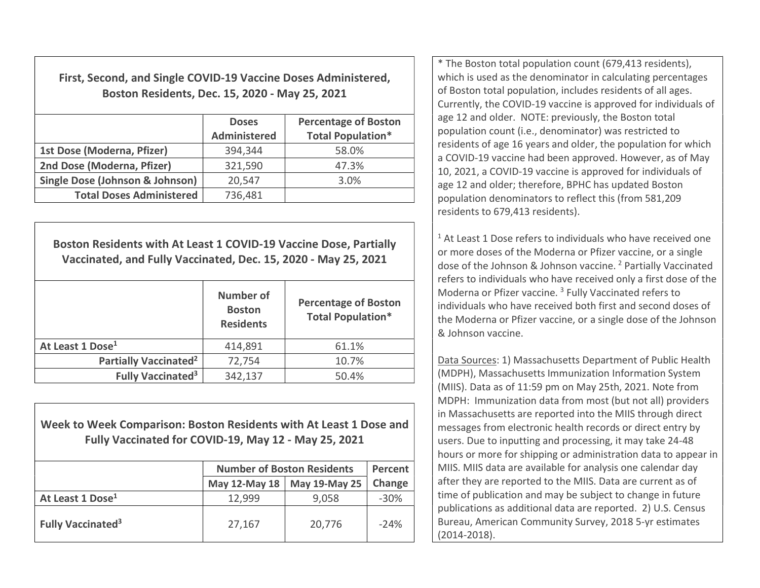## First, Second, and Single COVID-19 Vaccine Doses Administered, Boston Residents, Dec. 15, 2020 - May 25, 2021

| | Doses Administered | Percentage of Boston Total Population* |
|---|---|---|
| 1st Dose (Moderna, Pfizer) | 394,344 | 58.0% |
| 2nd Dose (Moderna, Pfizer) | 321,590 | 47.3% |
| Single Dose (Johnson & Johnson) | 20,547 | 3.0% |
| Total Doses Administered | 736,481 | |

## Boston Residents with At Least 1 COVID-19 Vaccine Dose, Partially Vaccinated, and Fully Vaccinated, Dec. 15, 2020 - May 25, 2021

| | Number of Boston Residents | Percentage of Boston Total Population* |
|---|---|---|
| At Least 1 Dose[1] | 414,891 | 61.1% |
| Partially Vaccinated[2] | 72,754 | 10.7% |
| Fully Vaccinated[3] | 342,137 | 50.4% |

## Week to Week Comparison: Boston Residents with At Least 1 Dose and Fully Vaccinated for COVID-19, May 12 - May 25, 2021

| | Number of Boston Residents | | Percent Change |
|---|---|---|---|
| | May 12-May 18 | May 19-May 25 | |
| At Least 1 Dose[1] | 12,999 | 9,058 | -30% |
| Fully Vaccinated[3] | 27,167 | 20,776 | -24% |

* The Boston total population count (679,413 residents), which is used as the denominator in calculating percentages of Boston total population, includes residents of all ages. Currently, the COVID-19 vaccine is approved for individuals of age 12 and older. NOTE: previously, the Boston total population count (i.e., denominator) was restricted to residents of age 16 years and older, the population for which a COVID-19 vaccine had been approved. However, as of May 10, 2021, a COVID-19 vaccine is approved for individuals of age 12 and older; therefore, BPHC has updated Boston population denominators to reflect this (from 581,209 residents to 679,413 residents).

[1] At Least 1 Dose refers to individuals who have received one or more doses of the Moderna or Pfizer vaccine, or a single dose of the Johnson & Johnson vaccine. [2] Partially Vaccinated refers to individuals who have received only a first dose of the Moderna or Pfizer vaccine. [3] Fully Vaccinated refers to individuals who have received both first and second doses of the Moderna or Pfizer vaccine, or a single dose of the Johnson & Johnson vaccine.

Data Sources: 1) Massachusetts Department of Public Health (MDPH), Massachusetts Immunization Information System (MIIS). Data as of 11:59 pm on May 25th, 2021. Note from MDPH: Immunization data from most (but not all) providers in Massachusetts are reported into the MIIS through direct messages from electronic health records or direct entry by users. Due to inputting and processing, it may take 24-48 hours or more for shipping or administration data to appear in MIIS. MIIS data are available for analysis one calendar day after they are reported to the MIIS. Data are current as of time of publication and may be subject to change in future publications as additional data are reported. 2) U.S. Census Bureau, American Community Survey, 2018 5-yr estimates (2014-2018).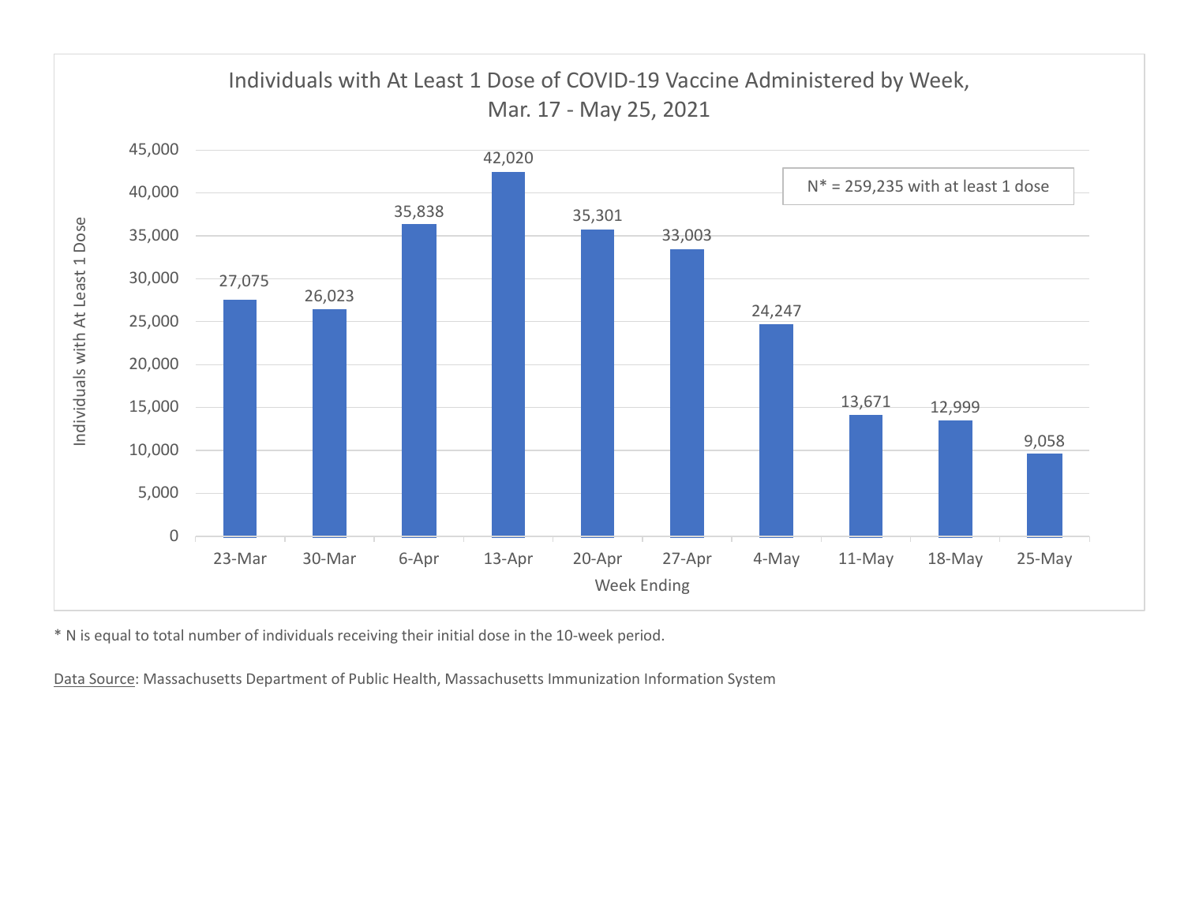## Individuals with At Least 1 Dose of COVID-19 Vaccine Administered by Week, Mar. 17 - May 25, 2021

N* = 259,235 with at least 1 dose

| Week Ending | Individuals with At Least 1 Dose |
|---|---|
| 23-Mar | 27,075 |
| 30-Mar | 26,023 |
| 6-Apr | 35,838 |
| 13-Apr | 42,020 |
| 20-Apr | 35,301 |
| 27-Apr | 33,003 |
| 4-May | 24,247 |
| 11-May | 13,671 |
| 18-May | 12,999 |
| 25-May | 9,058 |

* N is equal to total number of individuals receiving their initial dose in the 10-week period.

Data Source: Massachusetts Department of Public Health, Massachusetts Immunization Information System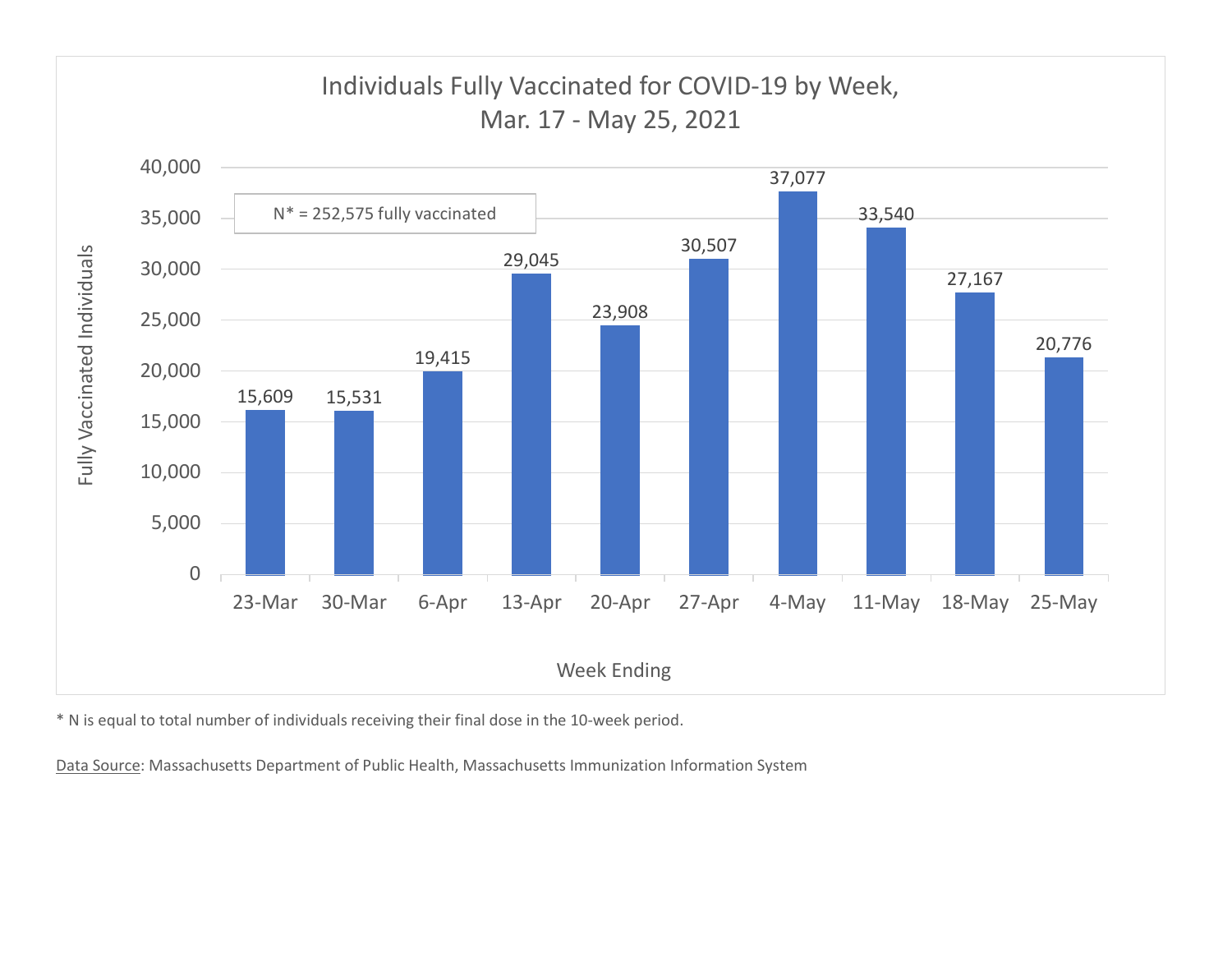## Individuals Fully Vaccinated for COVID-19 by Week, Mar. 17 - May 25, 2021

N* = 252,575 fully vaccinated

| Week Ending | Fully Vaccinated Individuals |
|---|---|
| 23-Mar | 15,609 |
| 30-Mar | 15,531 |
| 6-Apr | 19,415 |
| 13-Apr | 29,045 |
| 20-Apr | 23,908 |
| 27-Apr | 30,507 |
| 4-May | 37,077 |
| 11-May | 33,540 |
| 18-May | 27,167 |
| 25-May | 20,776 |

* N is equal to total number of individuals receiving their final dose in the 10-week period.

Data Source: Massachusetts Department of Public Health, Massachusetts Immunization Information System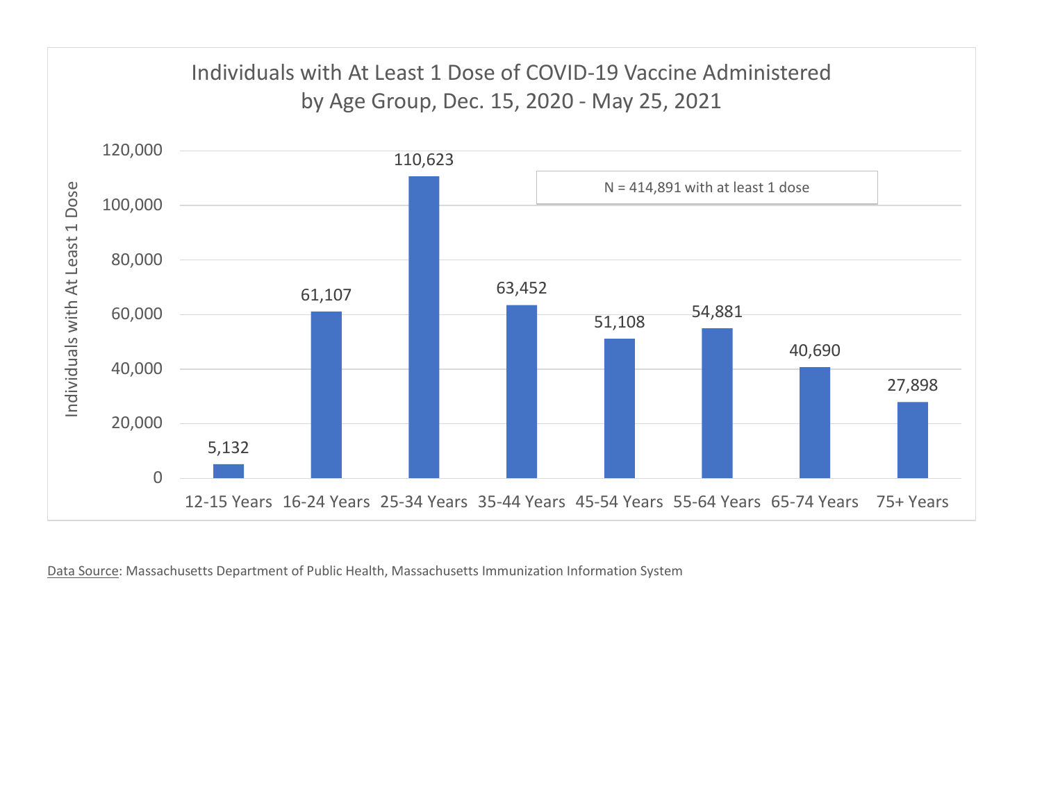## Individuals with At Least 1 Dose of COVID-19 Vaccine Administered by Age Group, Dec. 15, 2020 - May 25, 2021

N = 414,891 with at least 1 dose

| Age Group | Individuals with At Least 1 Dose |
|---|---|
| 12-15 Years | 5,132 |
| 16-24 Years | 61,107 |
| 25-34 Years | 110,623 |
| 35-44 Years | 63,452 |
| 45-54 Years | 51,108 |
| 55-64 Years | 54,881 |
| 65-74 Years | 40,690 |
| 75+ Years | 27,898 |

Data Source: Massachusetts Department of Public Health, Massachusetts Immunization Information System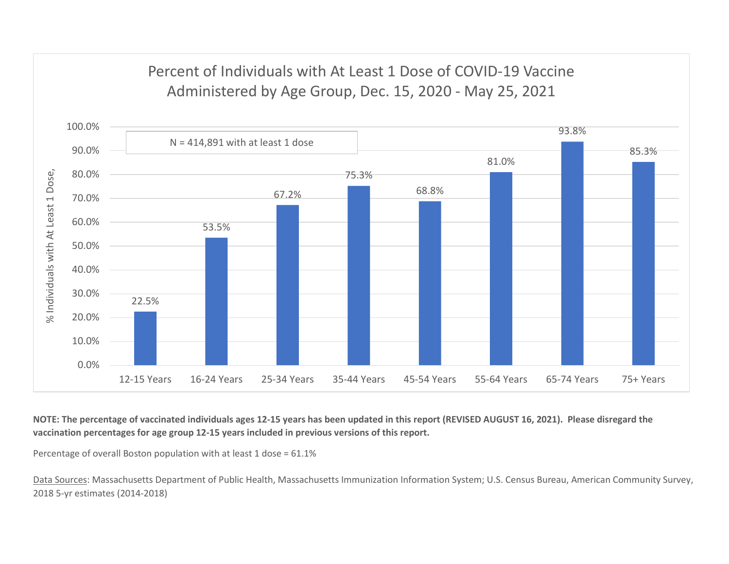## Percent of Individuals with At Least 1 Dose of COVID-19 Vaccine Administered by Age Group, Dec. 15, 2020 - May 25, 2021

N = 414,891 with at least 1 dose

| Age Group | % Individuals with At Least 1 Dose |
|---|---|
| 12-15 Years | 22.5% |
| 16-24 Years | 53.5% |
| 25-34 Years | 67.2% |
| 35-44 Years | 75.3% |
| 45-54 Years | 68.8% |
| 55-64 Years | 81.0% |
| 65-74 Years | 93.8% |
| 75+ Years | 85.3% |

**NOTE: The percentage of vaccinated individuals ages 12-15 years has been updated in this report (REVISED AUGUST 16, 2021). Please disregard the vaccination percentages for age group 12-15 years included in previous versions of this report.**

Percentage of overall Boston population with at least 1 dose = 61.1%

Data Sources: Massachusetts Department of Public Health, Massachusetts Immunization Information System; U.S. Census Bureau, American Community Survey, 2018 5-yr estimates (2014-2018)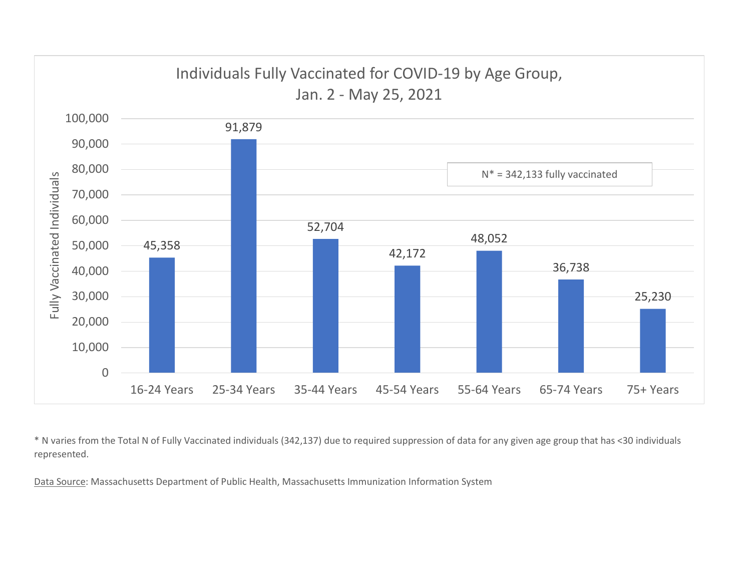## Individuals Fully Vaccinated for COVID-19 by Age Group, Jan. 2 - May 25, 2021

| Age Group | Fully Vaccinated Individuals |
|---|---|
| 16-24 Years | 45,358 |
| 25-34 Years | 91,879 |
| 35-44 Years | 52,704 |
| 45-54 Years | 42,172 |
| 55-64 Years | 48,052 |
| 65-74 Years | 36,738 |
| 75+ Years | 25,230 |

N* = 342,133 fully vaccinated

* N varies from the Total N of Fully Vaccinated individuals (342,137) due to required suppression of data for any given age group that has <30 individuals represented.

Data Source: Massachusetts Department of Public Health, Massachusetts Immunization Information System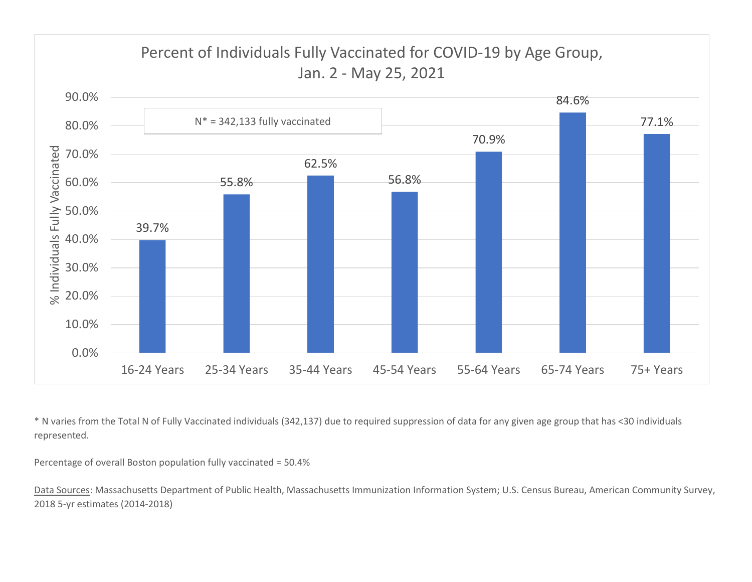## Percent of Individuals Fully Vaccinated for COVID-19 by Age Group, Jan. 2 - May 25, 2021

N* = 342,133 fully vaccinated

| Age Group | % Individuals Fully Vaccinated |
|---|---|
| 16-24 Years | 39.7% |
| 25-34 Years | 55.8% |
| 35-44 Years | 62.5% |
| 45-54 Years | 56.8% |
| 55-64 Years | 70.9% |
| 65-74 Years | 84.6% |
| 75+ Years | 77.1% |

* N varies from the Total N of Fully Vaccinated individuals (342,137) due to required suppression of data for any given age group that has <30 individuals represented.

Percentage of overall Boston population fully vaccinated = 50.4%

Data Sources: Massachusetts Department of Public Health, Massachusetts Immunization Information System; U.S. Census Bureau, American Community Survey, 2018 5-yr estimates (2014-2018)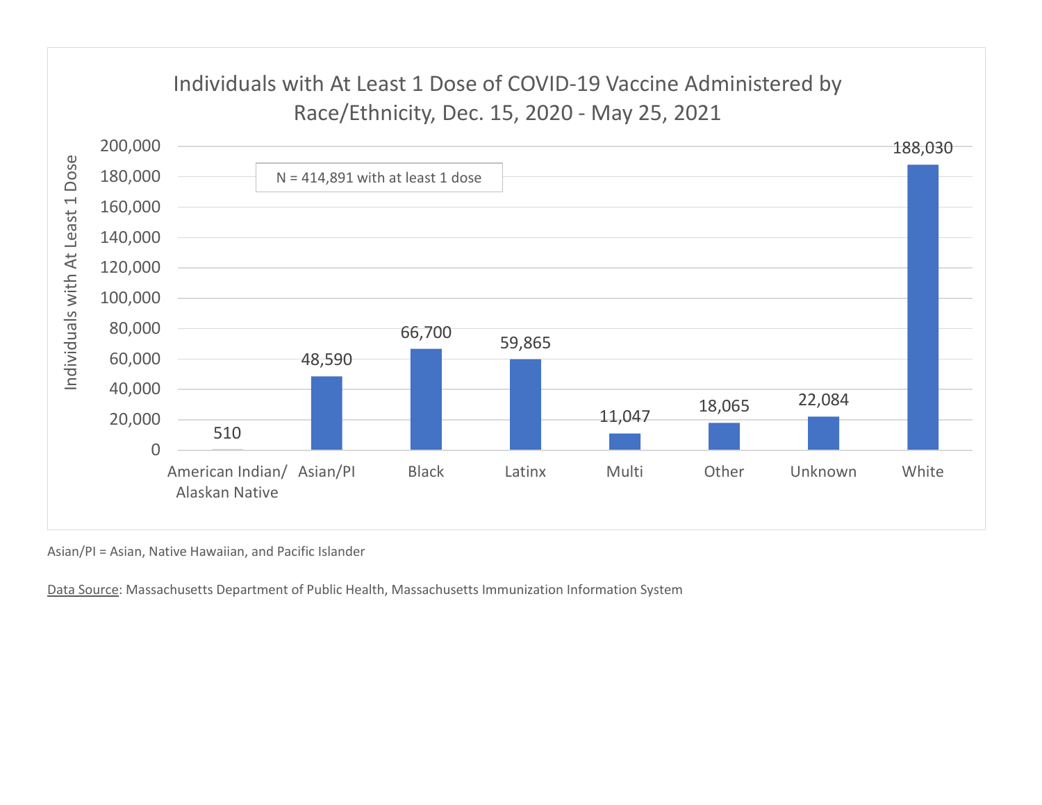## Individuals with At Least 1 Dose of COVID-19 Vaccine Administered by Race/Ethnicity, Dec. 15, 2020 - May 25, 2021

N = 414,891 with at least 1 dose

| Race/Ethnicity | Individuals with At Least 1 Dose |
| --- | --- |
| American Indian/ Alaskan Native | 510 |
| Asian/PI | 48,590 |
| Black | 66,700 |
| Latinx | 59,865 |
| Multi | 11,047 |
| Other | 18,065 |
| Unknown | 22,084 |
| White | 188,030 |

Asian/PI = Asian, Native Hawaiian, and Pacific Islander

Data Source: Massachusetts Department of Public Health, Massachusetts Immunization Information System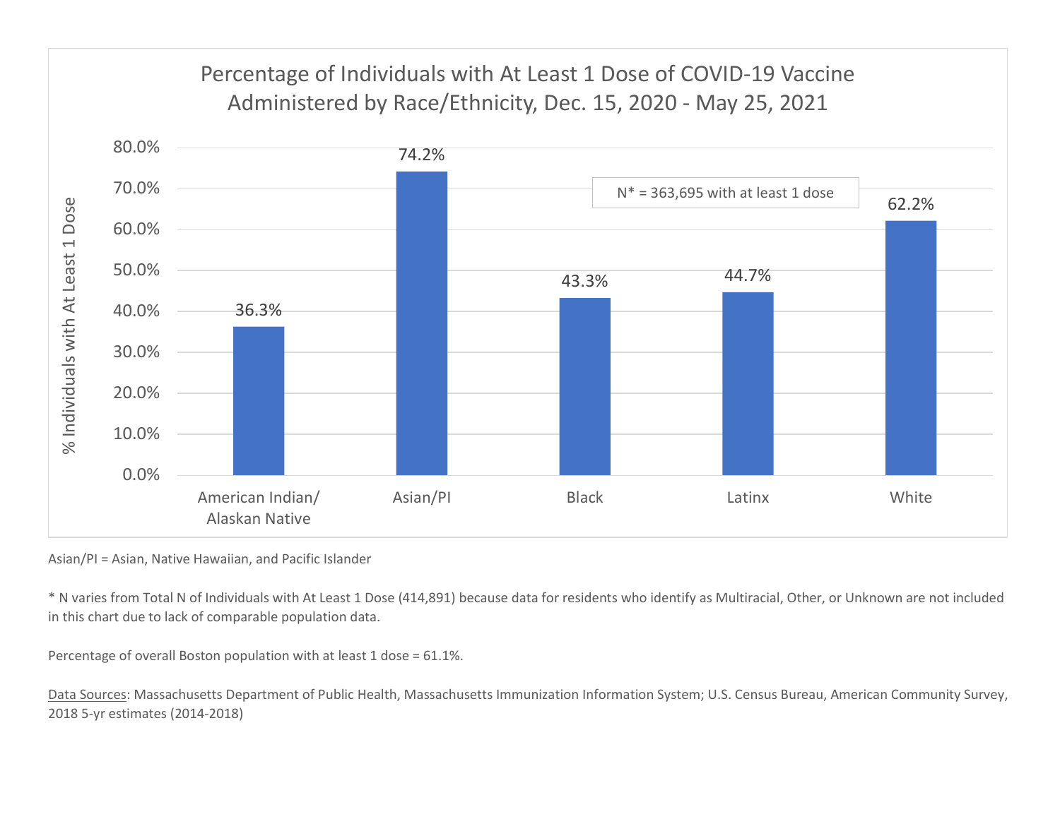## Percentage of Individuals with At Least 1 Dose of COVID-19 Vaccine Administered by Race/Ethnicity, Dec. 15, 2020 - May 25, 2021

N* = 363,695 with at least 1 dose

| Race/Ethnicity | % Individuals with At Least 1 Dose |
|---|---|
| American Indian/ Alaskan Native | 36.3% |
| Asian/PI | 74.2% |
| Black | 43.3% |
| Latinx | 44.7% |
| White | 62.2% |

Asian/PI = Asian, Native Hawaiian, and Pacific Islander

* N varies from Total N of Individuals with At Least 1 Dose (414,891) because data for residents who identify as Multiracial, Other, or Unknown are not included in this chart due to lack of comparable population data.

Percentage of overall Boston population with at least 1 dose = 61.1%.

Data Sources: Massachusetts Department of Public Health, Massachusetts Immunization Information System; U.S. Census Bureau, American Community Survey, 2018 5-yr estimates (2014-2018)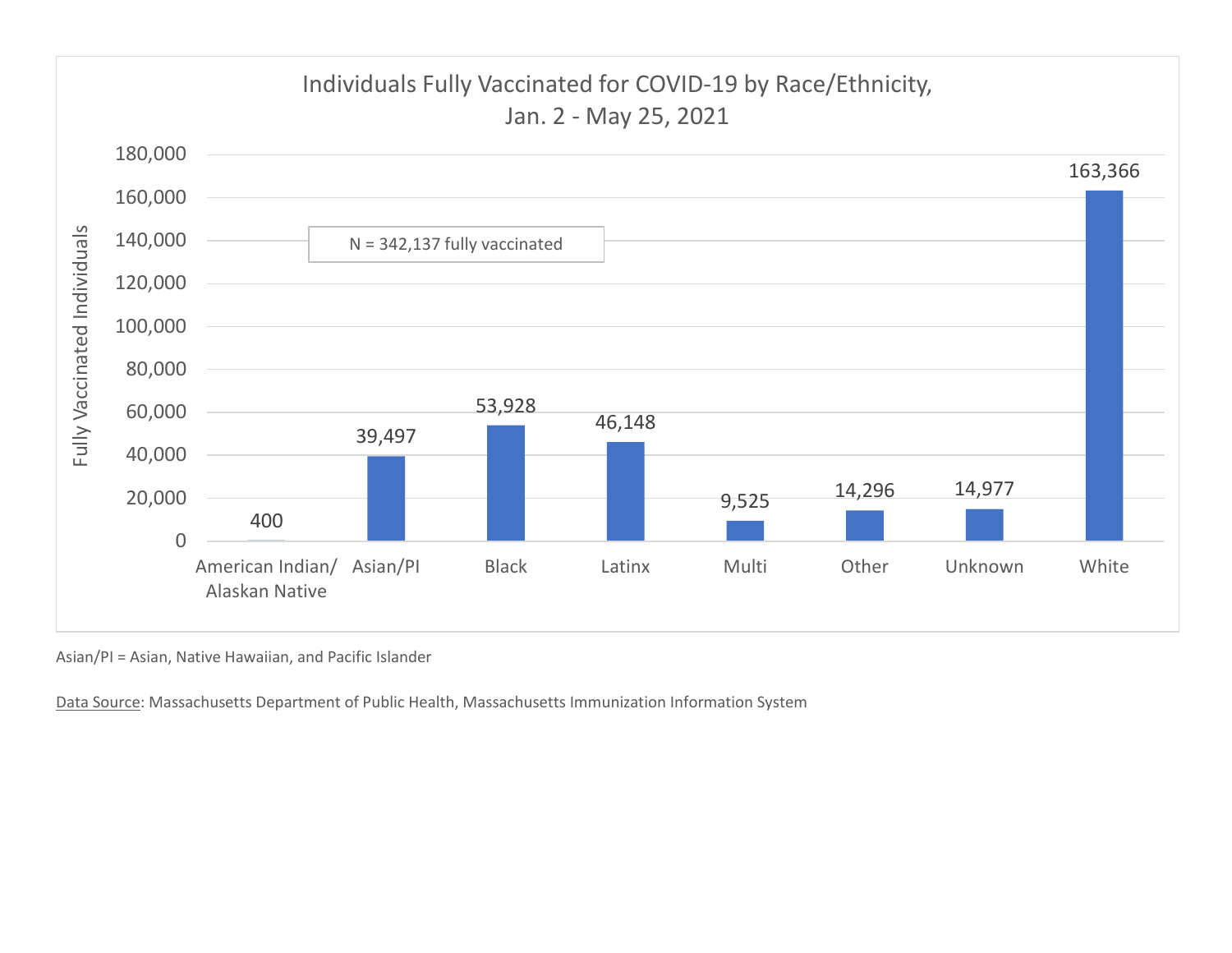**Individuals Fully Vaccinated for COVID-19 by Race/Ethnicity, Jan. 2 - May 25, 2021**

N = 342,137 fully vaccinated

| Race/Ethnicity | Fully Vaccinated Individuals |
|---|---|
| American Indian/ Alaskan Native | 400 |
| Asian/PI | 39,497 |
| Black | 53,928 |
| Latinx | 46,148 |
| Multi | 9,525 |
| Other | 14,296 |
| Unknown | 14,977 |
| White | 163,366 |

Asian/PI = Asian, Native Hawaiian, and Pacific Islander

Data Source: Massachusetts Department of Public Health, Massachusetts Immunization Information System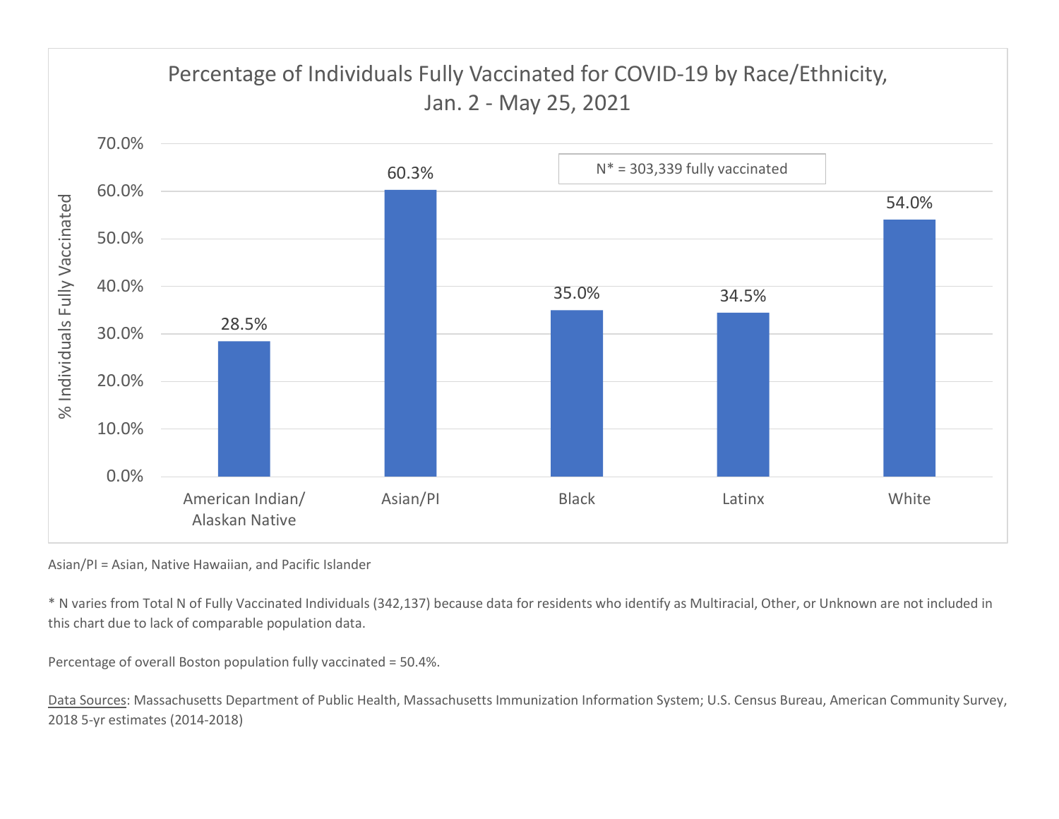## Percentage of Individuals Fully Vaccinated for COVID-19 by Race/Ethnicity, Jan. 2 - May 25, 2021

N* = 303,339 fully vaccinated

| Race/Ethnicity | % Individuals Fully Vaccinated |
| --- | --- |
| American Indian/ Alaskan Native | 28.5% |
| Asian/PI | 60.3% |
| Black | 35.0% |
| Latinx | 34.5% |
| White | 54.0% |

Asian/PI = Asian, Native Hawaiian, and Pacific Islander

* N varies from Total N of Fully Vaccinated Individuals (342,137) because data for residents who identify as Multiracial, Other, or Unknown are not included in this chart due to lack of comparable population data.

Percentage of overall Boston population fully vaccinated = 50.4%.

Data Sources: Massachusetts Department of Public Health, Massachusetts Immunization Information System; U.S. Census Bureau, American Community Survey, 2018 5-yr estimates (2014-2018)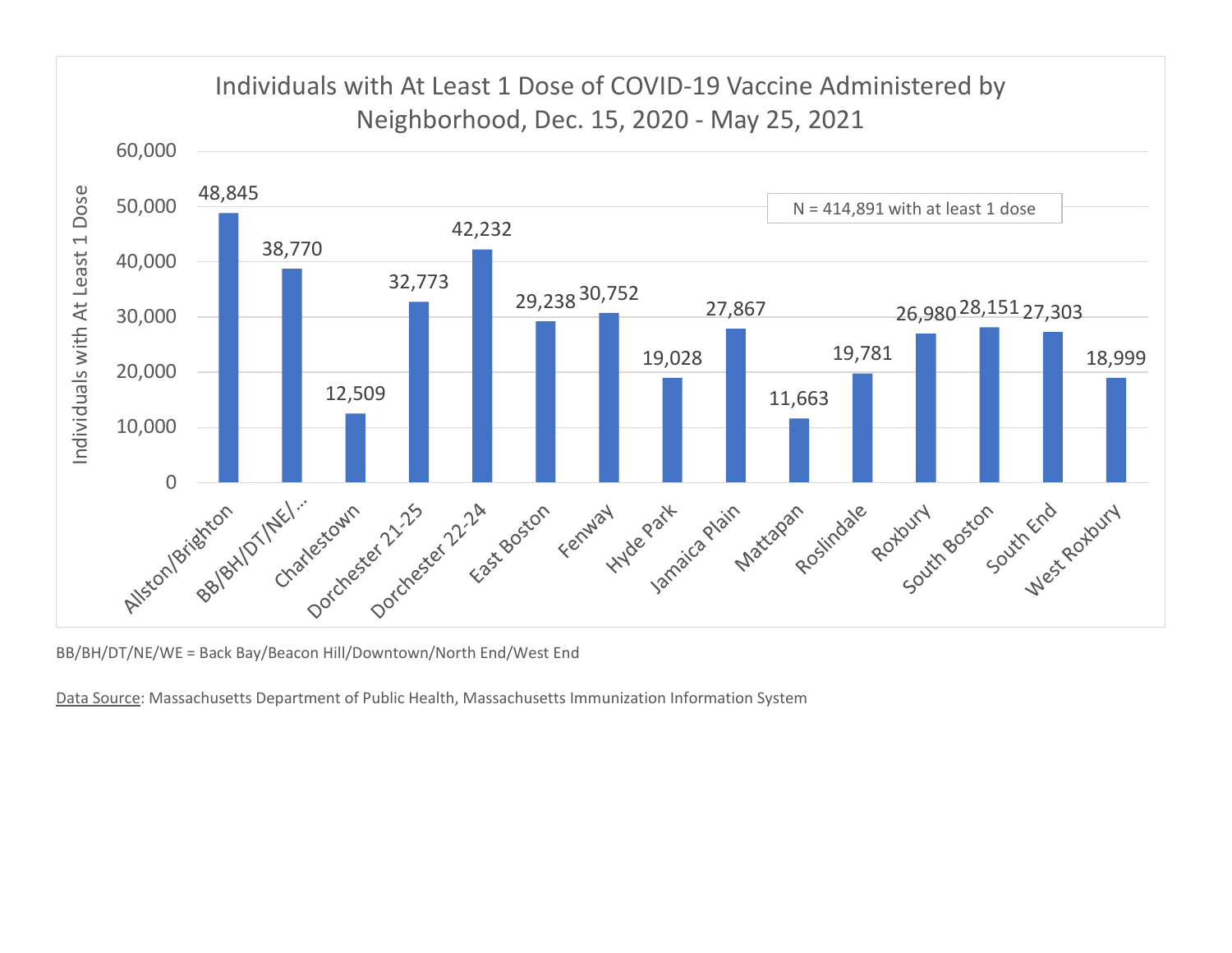## Individuals with At Least 1 Dose of COVID-19 Vaccine Administered by Neighborhood, Dec. 15, 2020 - May 25, 2021

N = 414,891 with at least 1 dose

| Neighborhood | Individuals with At Least 1 Dose |
|---|---|
| Allston/Brighton | 48,845 |
| BB/BH/DT/NE/… | 38,770 |
| Charlestown | 12,509 |
| Dorchester 21-25 | 32,773 |
| Dorchester 22-24 | 42,232 |
| East Boston | 29,238 |
| Fenway | 30,752 |
| Hyde Park | 19,028 |
| Jamaica Plain | 27,867 |
| Mattapan | 11,663 |
| Roslindale | 19,781 |
| Roxbury | 26,980 |
| South Boston | 28,151 |
| South End | 27,303 |
| West Roxbury | 18,999 |

BB/BH/DT/NE/WE = Back Bay/Beacon Hill/Downtown/North End/West End

Data Source: Massachusetts Department of Public Health, Massachusetts Immunization Information System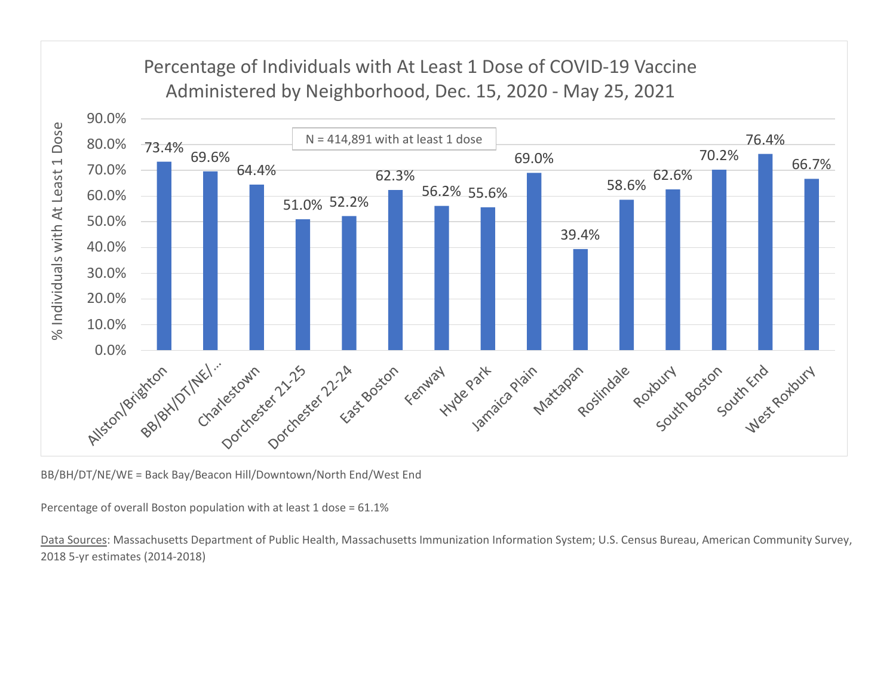## Percentage of Individuals with At Least 1 Dose of COVID-19 Vaccine Administered by Neighborhood, Dec. 15, 2020 - May 25, 2021

N = 414,891 with at least 1 dose

| Neighborhood | % Individuals with At Least 1 Dose |
| --- | --- |
| Allston/Brighton | 73.4% |
| BB/BH/DT/NE/… | 69.6% |
| Charlestown | 64.4% |
| Dorchester 21-25 | 51.0% |
| Dorchester 22-24 | 52.2% |
| East Boston | 62.3% |
| Fenway | 56.2% |
| Hyde Park | 55.6% |
| Jamaica Plain | 69.0% |
| Mattapan | 39.4% |
| Roslindale | 58.6% |
| Roxbury | 62.6% |
| South Boston | 70.2% |
| South End | 76.4% |
| West Roxbury | 66.7% |

BB/BH/DT/NE/WE = Back Bay/Beacon Hill/Downtown/North End/West End

Percentage of overall Boston population with at least 1 dose = 61.1%

Data Sources: Massachusetts Department of Public Health, Massachusetts Immunization Information System; U.S. Census Bureau, American Community Survey, 2018 5-yr estimates (2014-2018)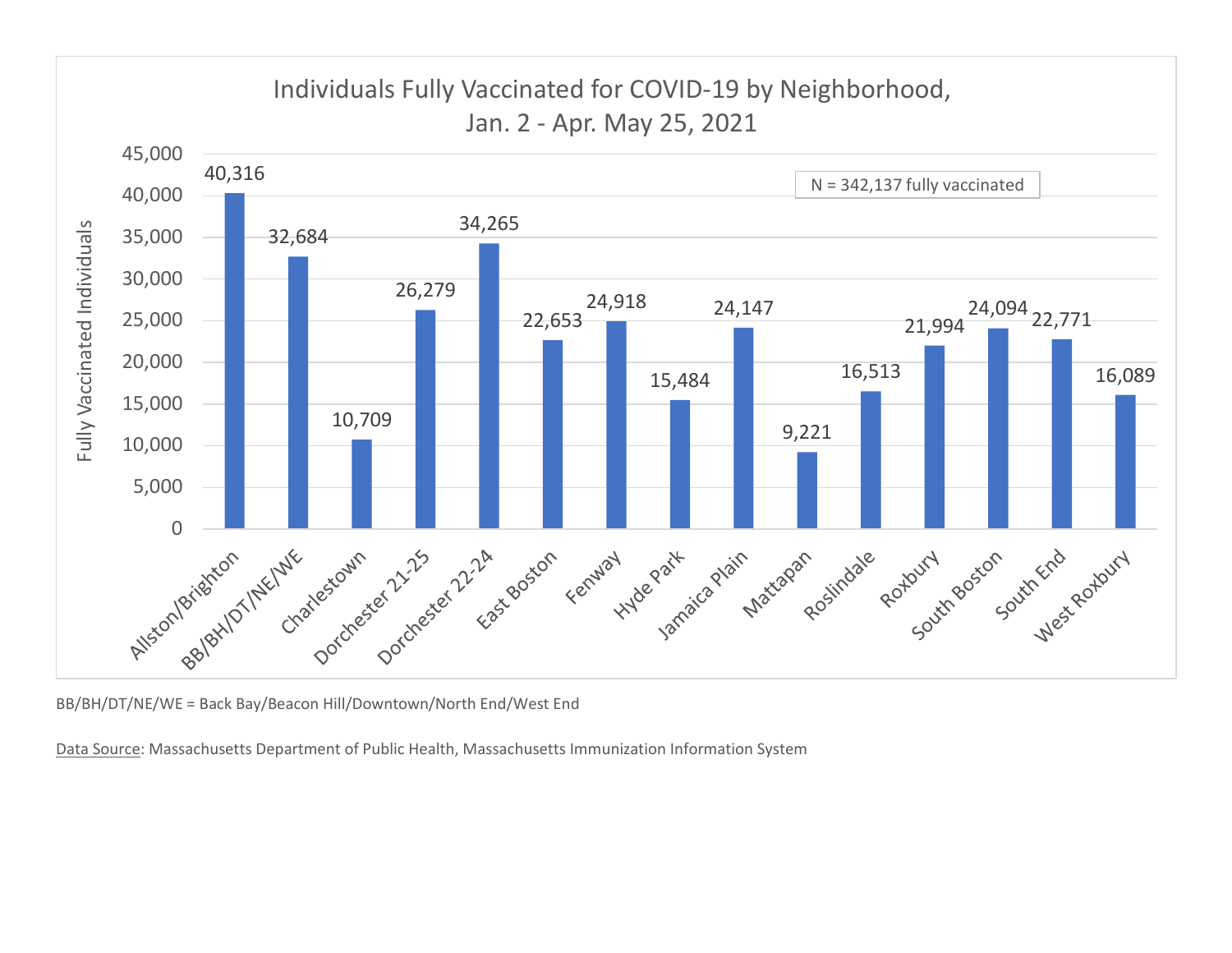## Individuals Fully Vaccinated for COVID-19 by Neighborhood, Jan. 2 - Apr. May 25, 2021

N = 342,137 fully vaccinated

| Neighborhood | Fully Vaccinated Individuals |
|---|---|
| Allston/Brighton | 40,316 |
| BB/BH/DT/NE/WE | 32,684 |
| Charlestown | 10,709 |
| Dorchester 21-25 | 26,279 |
| Dorchester 22-24 | 34,265 |
| East Boston | 22,653 |
| Fenway | 24,918 |
| Hyde Park | 15,484 |
| Jamaica Plain | 24,147 |
| Mattapan | 9,221 |
| Roslindale | 16,513 |
| Roxbury | 21,994 |
| South Boston | 24,094 |
| South End | 22,771 |
| West Roxbury | 16,089 |

BB/BH/DT/NE/WE = Back Bay/Beacon Hill/Downtown/North End/West End

Data Source: Massachusetts Department of Public Health, Massachusetts Immunization Information System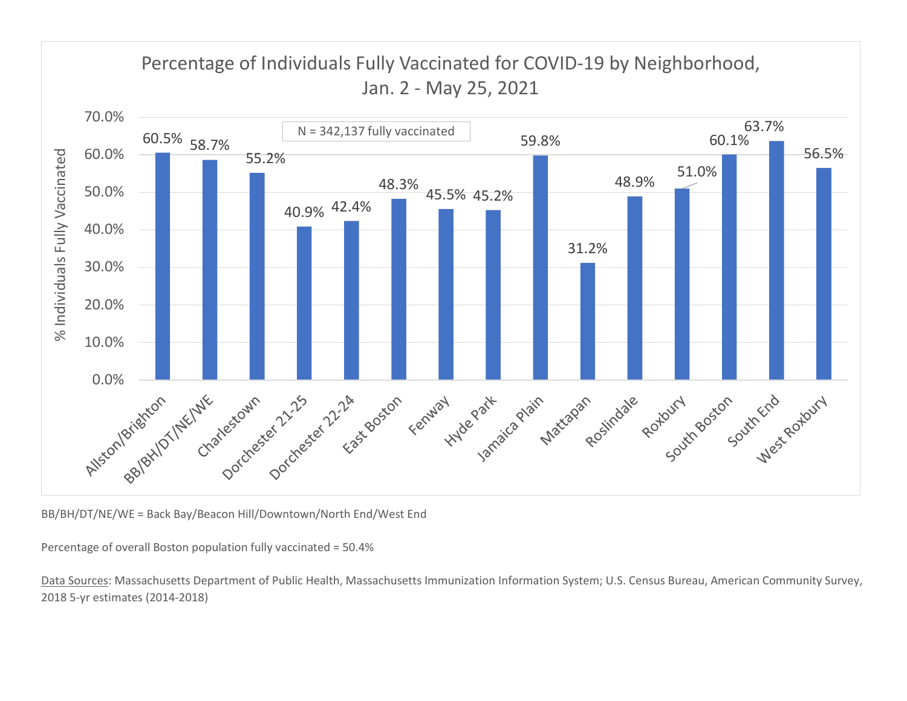## Percentage of Individuals Fully Vaccinated for COVID-19 by Neighborhood, Jan. 2 - May 25, 2021

N = 342,137 fully vaccinated

| Neighborhood | % Individuals Fully Vaccinated |
| --- | --- |
| Allston/Brighton | 60.5% |
| BB/BH/DT/NE/WE | 58.7% |
| Charlestown | 55.2% |
| Dorchester 21-25 | 40.9% |
| Dorchester 22-24 | 42.4% |
| East Boston | 48.3% |
| Fenway | 45.5% |
| Hyde Park | 45.2% |
| Jamaica Plain | 59.8% |
| Mattapan | 31.2% |
| Roslindale | 48.9% |
| Roxbury | 51.0% |
| South Boston | 60.1% |
| South End | 63.7% |
| West Roxbury | 56.5% |

BB/BH/DT/NE/WE = Back Bay/Beacon Hill/Downtown/North End/West End

Percentage of overall Boston population fully vaccinated = 50.4%

Data Sources: Massachusetts Department of Public Health, Massachusetts Immunization Information System; U.S. Census Bureau, American Community Survey, 2018 5-yr estimates (2014-2018)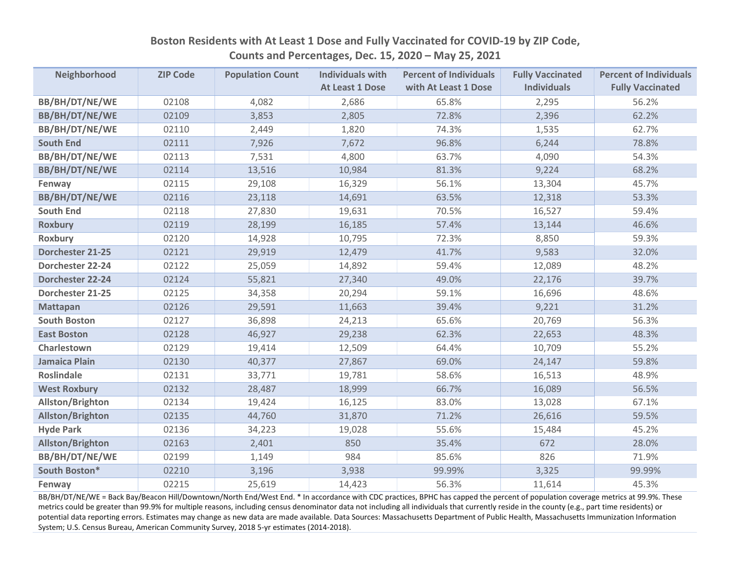## Boston Residents with At Least 1 Dose and Fully Vaccinated for COVID-19 by ZIP Code, Counts and Percentages, Dec. 15, 2020 – May 25, 2021

| Neighborhood | ZIP Code | Population Count | Individuals with At Least 1 Dose | Percent of Individuals with At Least 1 Dose | Fully Vaccinated Individuals | Percent of Individuals Fully Vaccinated |
|---|---|---|---|---|---|---|
| **BB/BH/DT/NE/WE** | 02108 | 4,082 | 2,686 | 65.8% | 2,295 | 56.2% |
| **BB/BH/DT/NE/WE** | 02109 | 3,853 | 2,805 | 72.8% | 2,396 | 62.2% |
| **BB/BH/DT/NE/WE** | 02110 | 2,449 | 1,820 | 74.3% | 1,535 | 62.7% |
| **South End** | 02111 | 7,926 | 7,672 | 96.8% | 6,244 | 78.8% |
| **BB/BH/DT/NE/WE** | 02113 | 7,531 | 4,800 | 63.7% | 4,090 | 54.3% |
| **BB/BH/DT/NE/WE** | 02114 | 13,516 | 10,984 | 81.3% | 9,224 | 68.2% |
| **Fenway** | 02115 | 29,108 | 16,329 | 56.1% | 13,304 | 45.7% |
| **BB/BH/DT/NE/WE** | 02116 | 23,118 | 14,691 | 63.5% | 12,318 | 53.3% |
| **South End** | 02118 | 27,830 | 19,631 | 70.5% | 16,527 | 59.4% |
| **Roxbury** | 02119 | 28,199 | 16,185 | 57.4% | 13,144 | 46.6% |
| **Roxbury** | 02120 | 14,928 | 10,795 | 72.3% | 8,850 | 59.3% |
| **Dorchester 21-25** | 02121 | 29,919 | 12,479 | 41.7% | 9,583 | 32.0% |
| **Dorchester 22-24** | 02122 | 25,059 | 14,892 | 59.4% | 12,089 | 48.2% |
| **Dorchester 22-24** | 02124 | 55,821 | 27,340 | 49.0% | 22,176 | 39.7% |
| **Dorchester 21-25** | 02125 | 34,358 | 20,294 | 59.1% | 16,696 | 48.6% |
| **Mattapan** | 02126 | 29,591 | 11,663 | 39.4% | 9,221 | 31.2% |
| **South Boston** | 02127 | 36,898 | 24,213 | 65.6% | 20,769 | 56.3% |
| **East Boston** | 02128 | 46,927 | 29,238 | 62.3% | 22,653 | 48.3% |
| **Charlestown** | 02129 | 19,414 | 12,509 | 64.4% | 10,709 | 55.2% |
| **Jamaica Plain** | 02130 | 40,377 | 27,867 | 69.0% | 24,147 | 59.8% |
| **Roslindale** | 02131 | 33,771 | 19,781 | 58.6% | 16,513 | 48.9% |
| **West Roxbury** | 02132 | 28,487 | 18,999 | 66.7% | 16,089 | 56.5% |
| **Allston/Brighton** | 02134 | 19,424 | 16,125 | 83.0% | 13,028 | 67.1% |
| **Allston/Brighton** | 02135 | 44,760 | 31,870 | 71.2% | 26,616 | 59.5% |
| **Hyde Park** | 02136 | 34,223 | 19,028 | 55.6% | 15,484 | 45.2% |
| **Allston/Brighton** | 02163 | 2,401 | 850 | 35.4% | 672 | 28.0% |
| **BB/BH/DT/NE/WE** | 02199 | 1,149 | 984 | 85.6% | 826 | 71.9% |
| **South Boston*** | 02210 | 3,196 | 3,938 | 99.99% | 3,325 | 99.99% |
| **Fenway** | 02215 | 25,619 | 14,423 | 56.3% | 11,614 | 45.3% |

BB/BH/DT/NE/WE = Back Bay/Beacon Hill/Downtown/North End/West End. * In accordance with CDC practices, BPHC has capped the percent of population coverage metrics at 99.9%. These metrics could be greater than 99.9% for multiple reasons, including census denominator data not including all individuals that currently reside in the county (e.g., part time residents) or potential data reporting errors. Estimates may change as new data are made available. Data Sources: Massachusetts Department of Public Health, Massachusetts Immunization Information System; U.S. Census Bureau, American Community Survey, 2018 5-yr estimates (2014-2018).